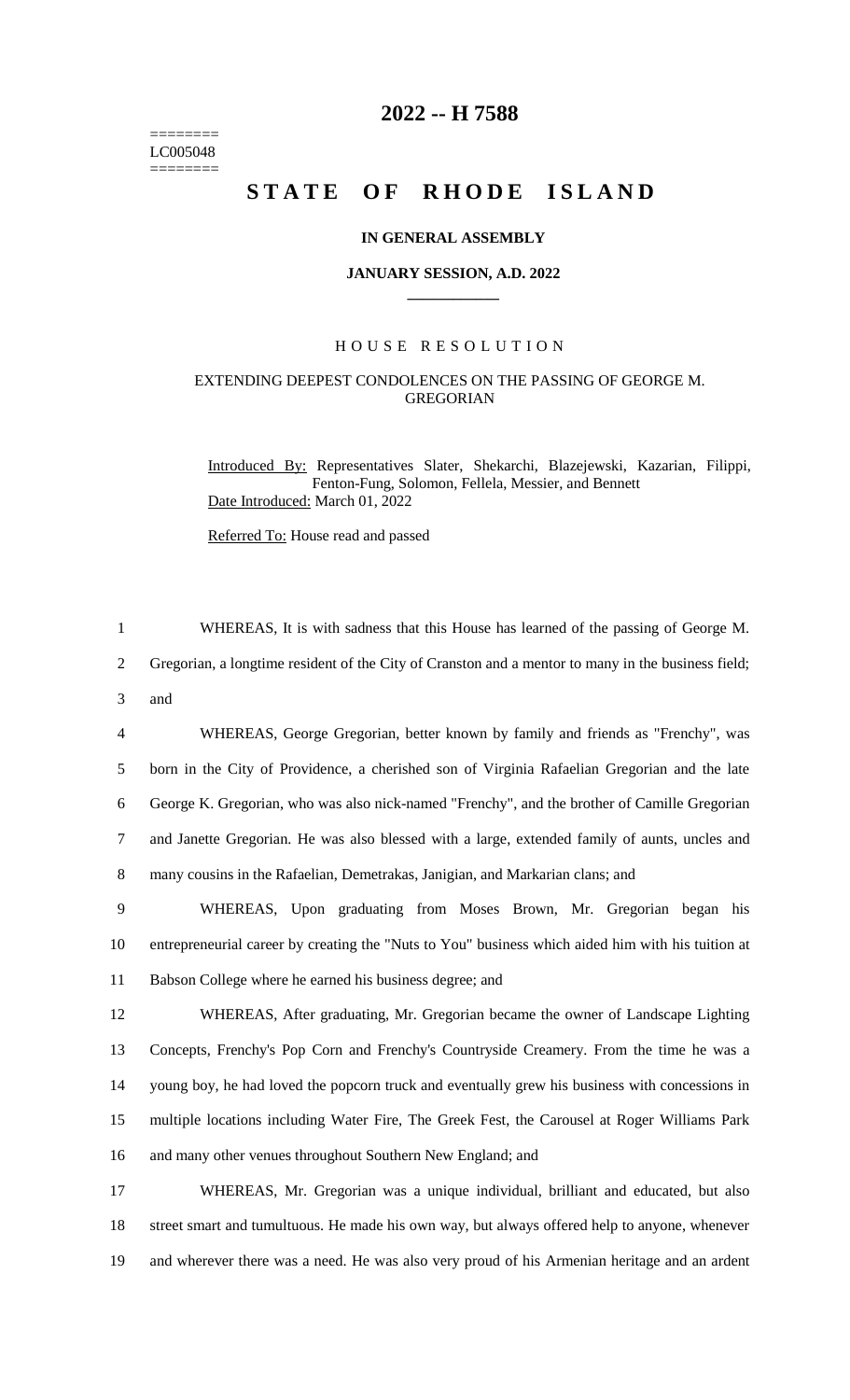========
LC005048
========

# 2022 -- H 7588

# STATE OF RHODE ISLAND

**IN GENERAL ASSEMBLY**

**JANUARY SESSION, A.D. 2022**

## HOUSE RESOLUTION

EXTENDING DEEPEST CONDOLENCES ON THE PASSING OF GEORGE M. GREGORIAN

Introduced By: Representatives Slater, Shekarchi, Blazejewski, Kazarian, Filippi, Fenton-Fung, Solomon, Fellela, Messier, and Bennett

Date Introduced: March 01, 2022

Referred To: House read and passed

WHEREAS, It is with sadness that this House has learned of the passing of George M. Gregorian, a longtime resident of the City of Cranston and a mentor to many in the business field; and

WHEREAS, George Gregorian, better known by family and friends as "Frenchy", was born in the City of Providence, a cherished son of Virginia Rafaelian Gregorian and the late George K. Gregorian, who was also nick-named "Frenchy", and the brother of Camille Gregorian and Janette Gregorian. He was also blessed with a large, extended family of aunts, uncles and many cousins in the Rafaelian, Demetrakas, Janigian, and Markarian clans; and

WHEREAS, Upon graduating from Moses Brown, Mr. Gregorian began his entrepreneurial career by creating the "Nuts to You" business which aided him with his tuition at Babson College where he earned his business degree; and

WHEREAS, After graduating, Mr. Gregorian became the owner of Landscape Lighting Concepts, Frenchy's Pop Corn and Frenchy's Countryside Creamery. From the time he was a young boy, he had loved the popcorn truck and eventually grew his business with concessions in multiple locations including Water Fire, The Greek Fest, the Carousel at Roger Williams Park and many other venues throughout Southern New England; and

WHEREAS, Mr. Gregorian was a unique individual, brilliant and educated, but also street smart and tumultuous. He made his own way, but always offered help to anyone, whenever and wherever there was a need. He was also very proud of his Armenian heritage and an ardent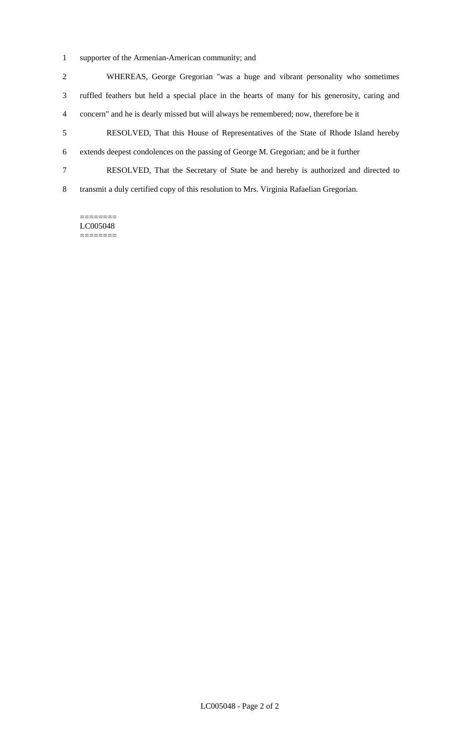supporter of the Armenian-American community; and

WHEREAS, George Gregorian "was a huge and vibrant personality who sometimes ruffled feathers but held a special place in the hearts of many for his generosity, caring and concern" and he is dearly missed but will always be remembered; now, therefore be it

RESOLVED, That this House of Representatives of the State of Rhode Island hereby extends deepest condolences on the passing of George M. Gregorian; and be it further

RESOLVED, That the Secretary of State be and hereby is authorized and directed to transmit a duly certified copy of this resolution to Mrs. Virginia Rafaelian Gregorian.

========
LC005048
========